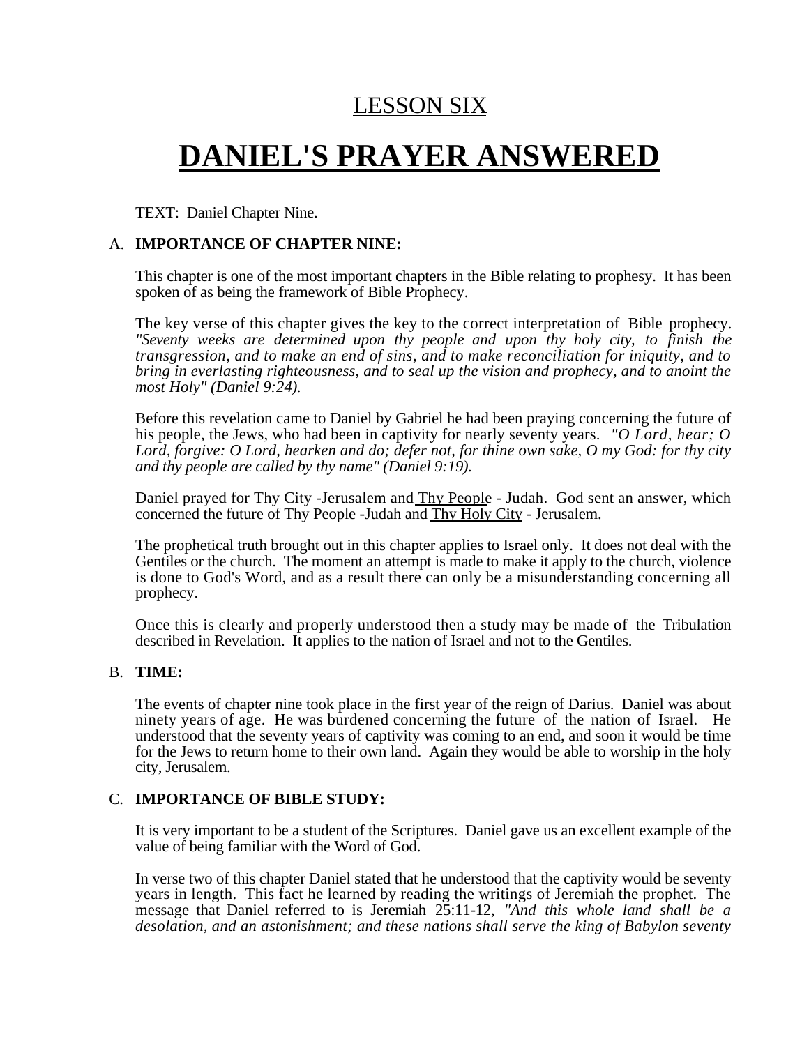## LESSON SIX

# DANIEL'S PRAYER ANSWERED

TEXT: Daniel Chapter Nine.

A. **IMPORTANCE OF CHAPTER NINE:**

This chapter is one of the most important chapters in the Bible relating to prophesy. It has been spoken of as being the framework of Bible Prophecy.

The key verse of this chapter gives the key to the correct interpretation of Bible prophecy. *"Seventy weeks are determined upon thy people and upon thy holy city, to finish the transgression, and to make an end of sins, and to make reconciliation for iniquity, and to bring in everlasting righteousness, and to seal up the vision and prophecy, and to anoint the most Holy" (Daniel 9:24).*

Before this revelation came to Daniel by Gabriel he had been praying concerning the future of his people, the Jews, who had been in captivity for nearly seventy years. *"O Lord, hear; O Lord, forgive: O Lord, hearken and do; defer not, for thine own sake, O my God: for thy city and thy people are called by thy name" (Daniel 9:19).*

Daniel prayed for Thy City -Jerusalem and Thy People - Judah. God sent an answer, which concerned the future of Thy People -Judah and Thy Holy City - Jerusalem.

The prophetical truth brought out in this chapter applies to Israel only. It does not deal with the Gentiles or the church. The moment an attempt is made to make it apply to the church, violence is done to God's Word, and as a result there can only be a misunderstanding concerning all prophecy.

Once this is clearly and properly understood then a study may be made of the Tribulation described in Revelation. It applies to the nation of Israel and not to the Gentiles.

B. **TIME:**

The events of chapter nine took place in the first year of the reign of Darius. Daniel was about ninety years of age. He was burdened concerning the future of the nation of Israel. He understood that the seventy years of captivity was coming to an end, and soon it would be time for the Jews to return home to their own land. Again they would be able to worship in the holy city, Jerusalem.

C. **IMPORTANCE OF BIBLE STUDY:**

It is very important to be a student of the Scriptures. Daniel gave us an excellent example of the value of being familiar with the Word of God.

In verse two of this chapter Daniel stated that he understood that the captivity would be seventy years in length. This fact he learned by reading the writings of Jeremiah the prophet. The message that Daniel referred to is Jeremiah 25:11-12, *"And this whole land shall be a desolation, and an astonishment; and these nations shall serve the king of Babylon seventy*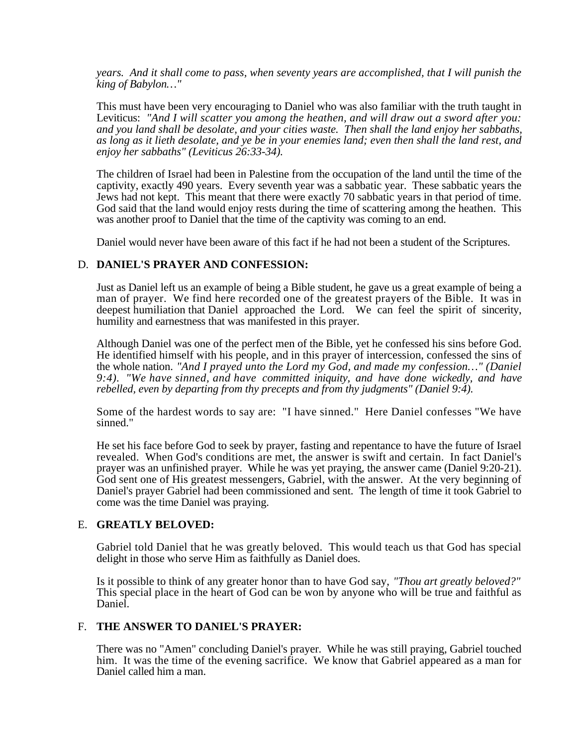*years. And it shall come to pass, when seventy years are accomplished, that I will punish the king of Babylon…"*

This must have been very encouraging to Daniel who was also familiar with the truth taught in Leviticus: *"And I will scatter you among the heathen, and will draw out a sword after you: and you land shall be desolate, and your cities waste. Then shall the land enjoy her sabbaths, as long as it lieth desolate, and ye be in your enemies land; even then shall the land rest, and enjoy her sabbaths" (Leviticus 26:33-34).*

The children of Israel had been in Palestine from the occupation of the land until the time of the captivity, exactly 490 years. Every seventh year was a sabbatic year. These sabbatic years the Jews had not kept. This meant that there were exactly 70 sabbatic years in that period of time. God said that the land would enjoy rests during the time of scattering among the heathen. This was another proof to Daniel that the time of the captivity was coming to an end.

Daniel would never have been aware of this fact if he had not been a student of the Scriptures.

D. **DANIEL'S PRAYER AND CONFESSION:**

Just as Daniel left us an example of being a Bible student, he gave us a great example of being a man of prayer. We find here recorded one of the greatest prayers of the Bible. It was in deepest humiliation that Daniel approached the Lord. We can feel the spirit of sincerity, humility and earnestness that was manifested in this prayer.

Although Daniel was one of the perfect men of the Bible, yet he confessed his sins before God. He identified himself with his people, and in this prayer of intercession, confessed the sins of the whole nation. *"And I prayed unto the Lord my God, and made my confession…" (Daniel 9:4). "We have sinned, and have committed iniquity, and have done wickedly, and have rebelled, even by departing from thy precepts and from thy judgments" (Daniel 9:4).*

Some of the hardest words to say are: "I have sinned." Here Daniel confesses "We have sinned."

He set his face before God to seek by prayer, fasting and repentance to have the future of Israel revealed. When God's conditions are met, the answer is swift and certain. In fact Daniel's prayer was an unfinished prayer. While he was yet praying, the answer came (Daniel 9:20-21). God sent one of His greatest messengers, Gabriel, with the answer. At the very beginning of Daniel's prayer Gabriel had been commissioned and sent. The length of time it took Gabriel to come was the time Daniel was praying.

E. **GREATLY BELOVED:**

Gabriel told Daniel that he was greatly beloved. This would teach us that God has special delight in those who serve Him as faithfully as Daniel does.

Is it possible to think of any greater honor than to have God say, *"Thou art greatly beloved?"* This special place in the heart of God can be won by anyone who will be true and faithful as Daniel.

F. **THE ANSWER TO DANIEL'S PRAYER:**

There was no "Amen" concluding Daniel's prayer. While he was still praying, Gabriel touched him. It was the time of the evening sacrifice. We know that Gabriel appeared as a man for Daniel called him a man.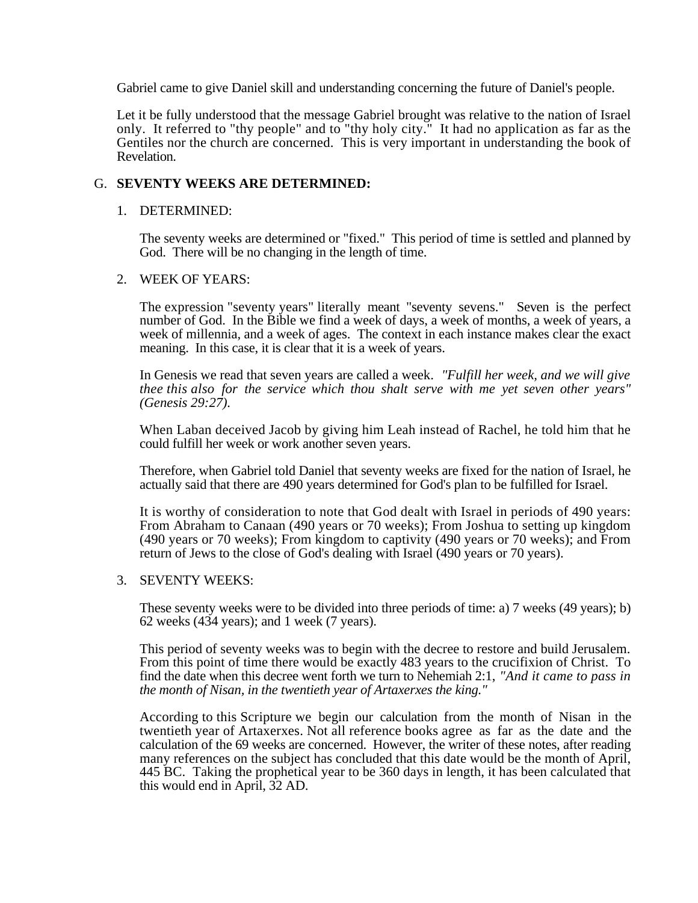Gabriel came to give Daniel skill and understanding concerning the future of Daniel's people.

Let it be fully understood that the message Gabriel brought was relative to the nation of Israel only. It referred to "thy people" and to "thy holy city." It had no application as far as the Gentiles nor the church are concerned. This is very important in understanding the book of Revelation.

## G. SEVENTY WEEKS ARE DETERMINED:

### 1. DETERMINED:

The seventy weeks are determined or "fixed." This period of time is settled and planned by God. There will be no changing in the length of time.

### 2. WEEK OF YEARS:

The expression "seventy years" literally meant "seventy sevens." Seven is the perfect number of God. In the Bible we find a week of days, a week of months, a week of years, a week of millennia, and a week of ages. The context in each instance makes clear the exact meaning. In this case, it is clear that it is a week of years.

In Genesis we read that seven years are called a week. *"Fulfill her week, and we will give thee this also for the service which thou shalt serve with me yet seven other years" (Genesis 29:27).*

When Laban deceived Jacob by giving him Leah instead of Rachel, he told him that he could fulfill her week or work another seven years.

Therefore, when Gabriel told Daniel that seventy weeks are fixed for the nation of Israel, he actually said that there are 490 years determined for God's plan to be fulfilled for Israel.

It is worthy of consideration to note that God dealt with Israel in periods of 490 years: From Abraham to Canaan (490 years or 70 weeks); From Joshua to setting up kingdom (490 years or 70 weeks); From kingdom to captivity (490 years or 70 weeks); and From return of Jews to the close of God's dealing with Israel (490 years or 70 years).

### 3. SEVENTY WEEKS:

These seventy weeks were to be divided into three periods of time: a) 7 weeks (49 years); b) 62 weeks (434 years); and 1 week (7 years).

This period of seventy weeks was to begin with the decree to restore and build Jerusalem. From this point of time there would be exactly 483 years to the crucifixion of Christ. To find the date when this decree went forth we turn to Nehemiah 2:1, *"And it came to pass in the month of Nisan, in the twentieth year of Artaxerxes the king."*

According to this Scripture we begin our calculation from the month of Nisan in the twentieth year of Artaxerxes. Not all reference books agree as far as the date and the calculation of the 69 weeks are concerned. However, the writer of these notes, after reading many references on the subject has concluded that this date would be the month of April, 445 BC. Taking the prophetical year to be 360 days in length, it has been calculated that this would end in April, 32 AD.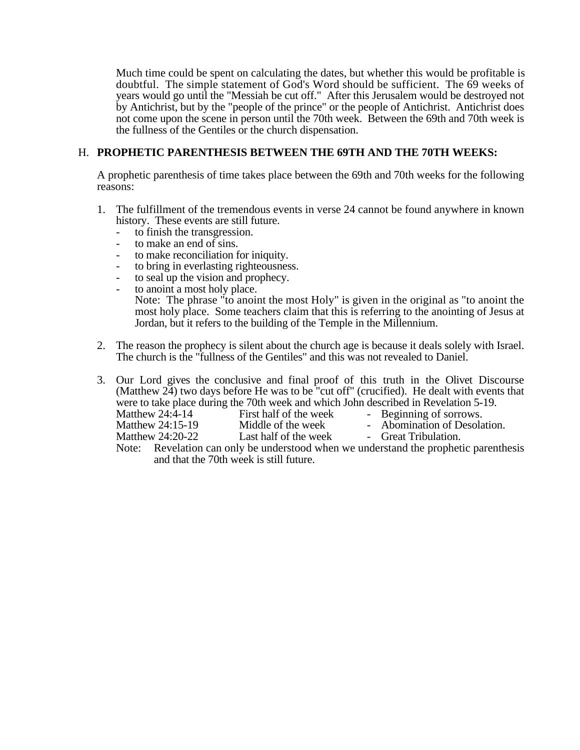Much time could be spent on calculating the dates, but whether this would be profitable is doubtful. The simple statement of God's Word should be sufficient. The 69 weeks of years would go until the "Messiah be cut off." After this Jerusalem would be destroyed not by Antichrist, but by the "people of the prince" or the people of Antichrist. Antichrist does not come upon the scene in person until the 70th week. Between the 69th and 70th week is the fullness of the Gentiles or the church dispensation.

H. **PROPHETIC PARENTHESIS BETWEEN THE 69TH AND THE 70TH WEEKS:**

A prophetic parenthesis of time takes place between the 69th and 70th weeks for the following reasons:

1. The fulfillment of the tremendous events in verse 24 cannot be found anywhere in known history. These events are still future.
   - to finish the transgression.
   - to make an end of sins.
   - to make reconciliation for iniquity.
   - to bring in everlasting righteousness.
   - to seal up the vision and prophecy.
   - to anoint a most holy place.
     Note: The phrase "to anoint the most Holy" is given in the original as "to anoint the most holy place. Some teachers claim that this is referring to the anointing of Jesus at Jordan, but it refers to the building of the Temple in the Millennium.

2. The reason the prophecy is silent about the church age is because it deals solely with Israel. The church is the "fullness of the Gentiles" and this was not revealed to Daniel.

3. Our Lord gives the conclusive and final proof of this truth in the Olivet Discourse (Matthew 24) two days before He was to be "cut off" (crucified). He dealt with events that were to take place during the 70th week and which John described in Revelation 5-19.

   | | | |
   |---|---|---|
   | Matthew 24:4-14 | First half of the week | - Beginning of sorrows. |
   | Matthew 24:15-19 | Middle of the week | - Abomination of Desolation. |
   | Matthew 24:20-22 | Last half of the week | - Great Tribulation. |

   Note: Revelation can only be understood when we understand the prophetic parenthesis and that the 70th week is still future.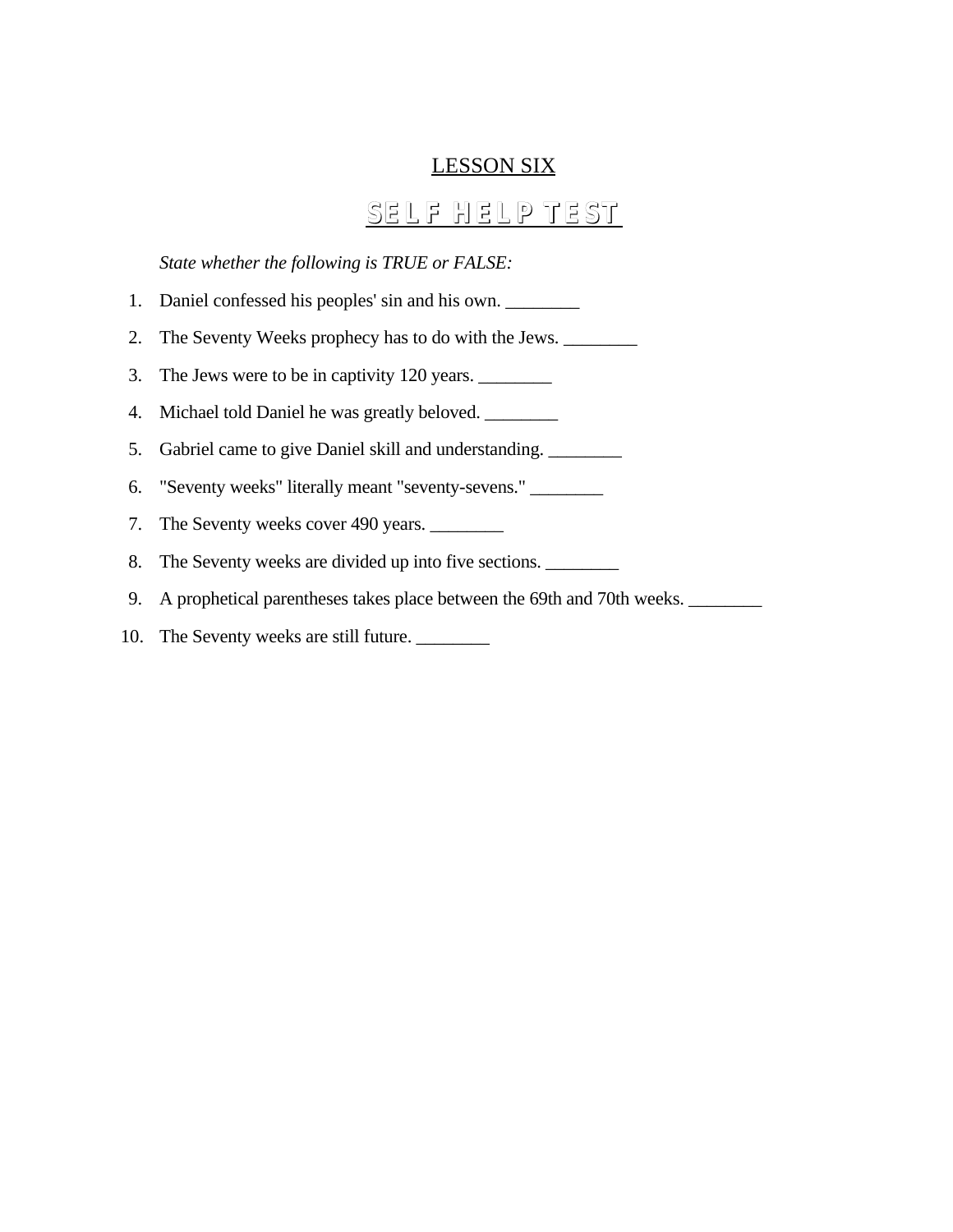# LESSON SIX

## SELF HELP TEST

*State whether the following is TRUE or FALSE:*

1. Daniel confessed his peoples' sin and his own. ________
2. The Seventy Weeks prophecy has to do with the Jews. ________
3. The Jews were to be in captivity 120 years. ________
4. Michael told Daniel he was greatly beloved. ________
5. Gabriel came to give Daniel skill and understanding. ________
6. "Seventy weeks" literally meant "seventy-sevens." ________
7. The Seventy weeks cover 490 years. ________
8. The Seventy weeks are divided up into five sections. ________
9. A prophetical parentheses takes place between the 69th and 70th weeks. ________
10. The Seventy weeks are still future. ________